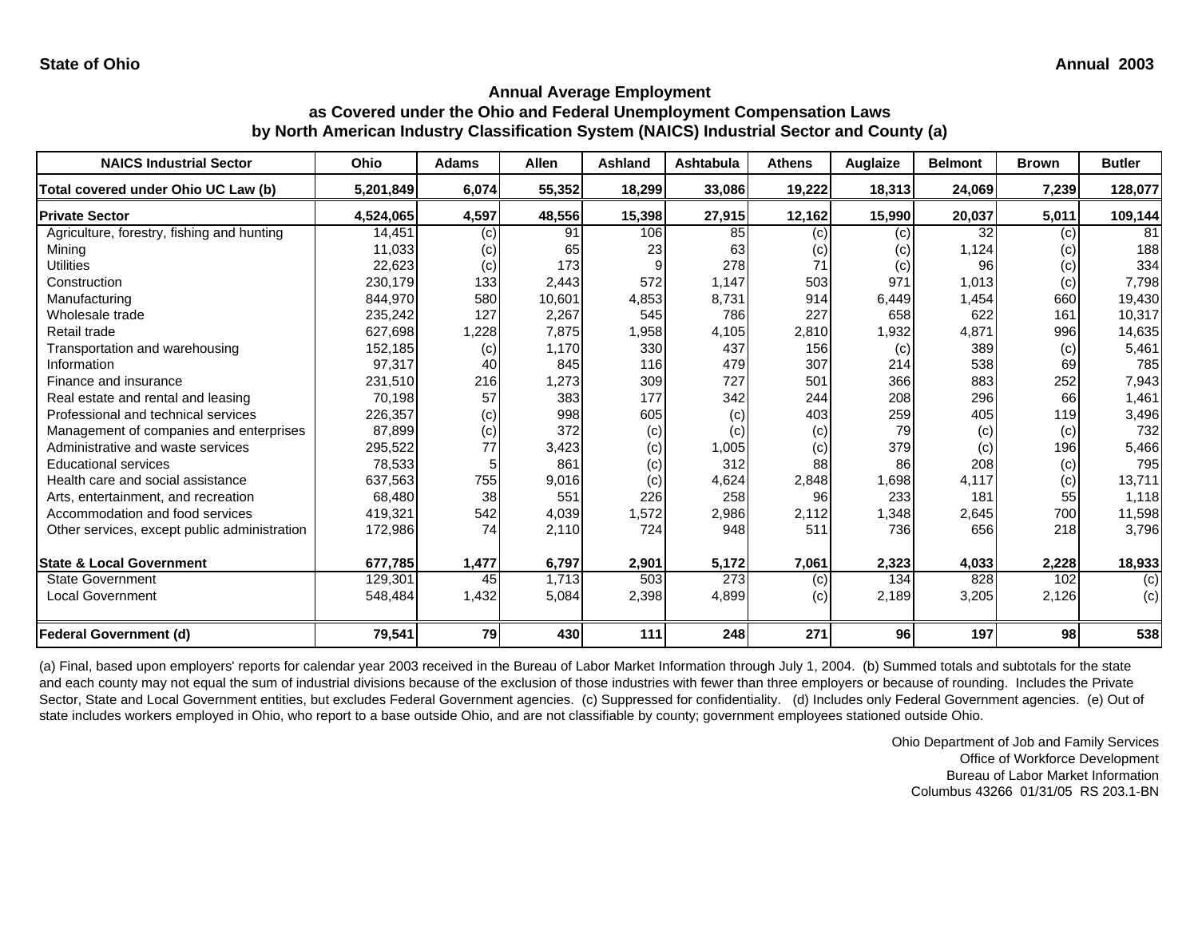State of Ohio

Annual 2003

## Annual Average Employment
## as Covered under the Ohio and Federal Unemployment Compensation Laws
## by North American Industry Classification System (NAICS) Industrial Sector and County (a)

| NAICS Industrial Sector | Ohio | Adams | Allen | Ashland | Ashtabula | Athens | Auglaize | Belmont | Brown | Butler |
|---|---|---|---|---|---|---|---|---|---|---|
| **Total covered under Ohio UC Law (b)** | **5,201,849** | **6,074** | **55,352** | **18,299** | **33,086** | **19,222** | **18,313** | **24,069** | **7,239** | **128,077** |
| **Private Sector** | **4,524,065** | **4,597** | **48,556** | **15,398** | **27,915** | **12,162** | **15,990** | **20,037** | **5,011** | **109,144** |
| Agriculture, forestry, fishing and hunting | 14,451 | (c) | 91 | 106 | 85 | (c) | (c) | 32 | (c) | 81 |
| Mining | 11,033 | (c) | 65 | 23 | 63 | (c) | (c) | 1,124 | (c) | 188 |
| Utilities | 22,623 | (c) | 173 | 9 | 278 | 71 | (c) | 96 | (c) | 334 |
| Construction | 230,179 | 133 | 2,443 | 572 | 1,147 | 503 | 971 | 1,013 | (c) | 7,798 |
| Manufacturing | 844,970 | 580 | 10,601 | 4,853 | 8,731 | 914 | 6,449 | 1,454 | 660 | 19,430 |
| Wholesale trade | 235,242 | 127 | 2,267 | 545 | 786 | 227 | 658 | 622 | 161 | 10,317 |
| Retail trade | 627,698 | 1,228 | 7,875 | 1,958 | 4,105 | 2,810 | 1,932 | 4,871 | 996 | 14,635 |
| Transportation and warehousing | 152,185 | (c) | 1,170 | 330 | 437 | 156 | (c) | 389 | (c) | 5,461 |
| Information | 97,317 | 40 | 845 | 116 | 479 | 307 | 214 | 538 | 69 | 785 |
| Finance and insurance | 231,510 | 216 | 1,273 | 309 | 727 | 501 | 366 | 883 | 252 | 7,943 |
| Real estate and rental and leasing | 70,198 | 57 | 383 | 177 | 342 | 244 | 208 | 296 | 66 | 1,461 |
| Professional and technical services | 226,357 | (c) | 998 | 605 | (c) | 403 | 259 | 405 | 119 | 3,496 |
| Management of companies and enterprises | 87,899 | (c) | 372 | (c) | (c) | (c) | 79 | (c) | (c) | 732 |
| Administrative and waste services | 295,522 | 77 | 3,423 | (c) | 1,005 | (c) | 379 | (c) | 196 | 5,466 |
| Educational services | 78,533 | 5 | 861 | (c) | 312 | 88 | 86 | 208 | (c) | 795 |
| Health care and social assistance | 637,563 | 755 | 9,016 | (c) | 4,624 | 2,848 | 1,698 | 4,117 | (c) | 13,711 |
| Arts, entertainment, and recreation | 68,480 | 38 | 551 | 226 | 258 | 96 | 233 | 181 | 55 | 1,118 |
| Accommodation and food services | 419,321 | 542 | 4,039 | 1,572 | 2,986 | 2,112 | 1,348 | 2,645 | 700 | 11,598 |
| Other services, except public administration | 172,986 | 74 | 2,110 | 724 | 948 | 511 | 736 | 656 | 218 | 3,796 |
| **State & Local Government** | **677,785** | **1,477** | **6,797** | **2,901** | **5,172** | **7,061** | **2,323** | **4,033** | **2,228** | **18,933** |
| State Government | 129,301 | 45 | 1,713 | 503 | 273 | (c) | 134 | 828 | 102 | (c) |
| Local Government | 548,484 | 1,432 | 5,084 | 2,398 | 4,899 | (c) | 2,189 | 3,205 | 2,126 | (c) |
| **Federal Government (d)** | **79,541** | **79** | **430** | **111** | **248** | **271** | **96** | **197** | **98** | **538** |

(a) Final, based upon employers' reports for calendar year 2003 received in the Bureau of Labor Market Information through July 1, 2004. (b) Summed totals and subtotals for the state and each county may not equal the sum of industrial divisions because of the exclusion of those industries with fewer than three employers or because of rounding. Includes the Private Sector, State and Local Government entities, but excludes Federal Government agencies. (c) Suppressed for confidentiality. (d) Includes only Federal Government agencies. (e) Out of state includes workers employed in Ohio, who report to a base outside Ohio, and are not classifiable by county; government employees stationed outside Ohio.

Ohio Department of Job and Family Services
Office of Workforce Development
Bureau of Labor Market Information
Columbus 43266 01/31/05 RS 203.1-BN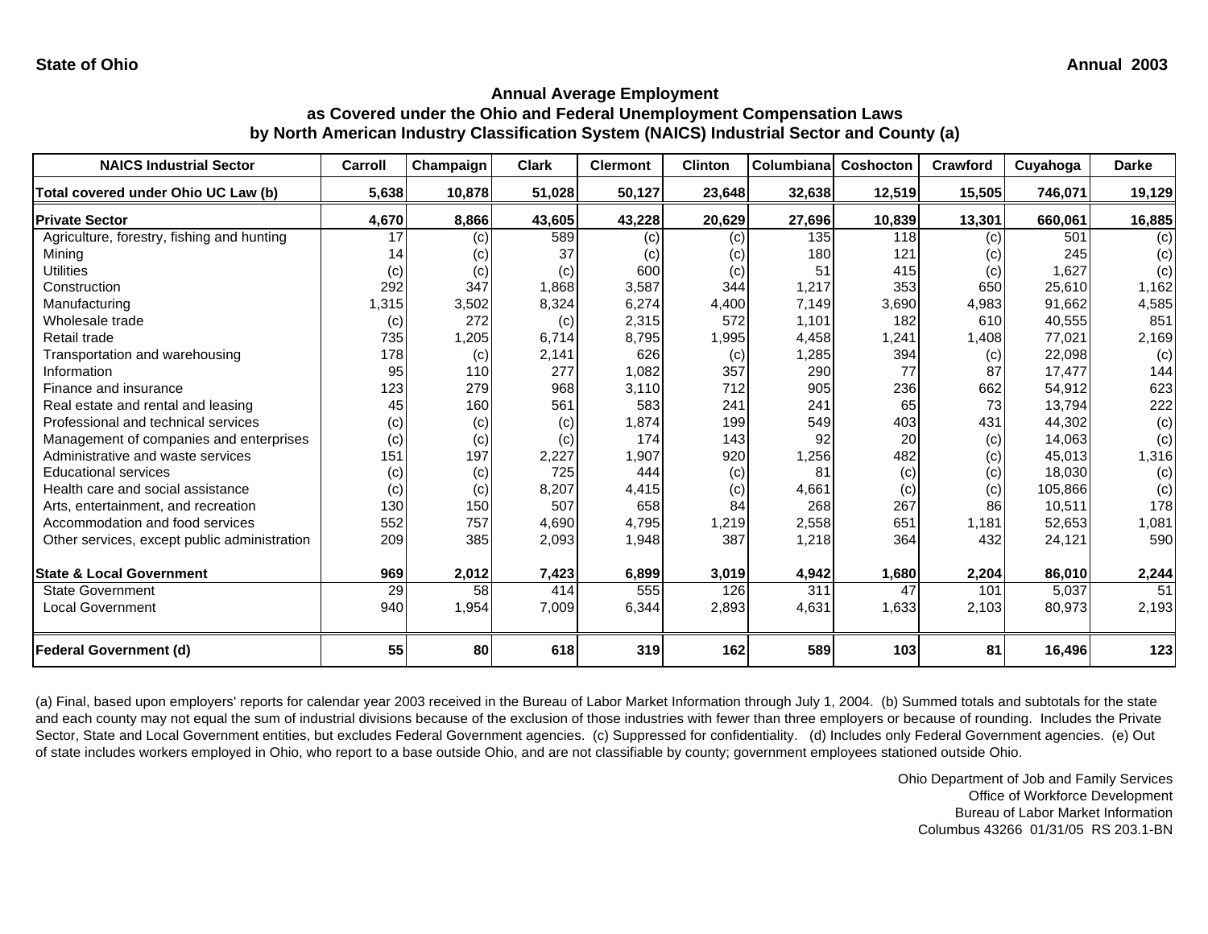**State of Ohio** **Annual 2003**

### Annual Average Employment
### as Covered under the Ohio and Federal Unemployment Compensation Laws
### by North American Industry Classification System (NAICS) Industrial Sector and County (a)

| NAICS Industrial Sector | Carroll | Champaign | Clark | Clermont | Clinton | Columbiana | Coshocton | Crawford | Cuyahoga | Darke |
|---|---|---|---|---|---|---|---|---|---|---|
| **Total covered under Ohio UC Law (b)** | **5,638** | **10,878** | **51,028** | **50,127** | **23,648** | **32,638** | **12,519** | **15,505** | **746,071** | **19,129** |
| **Private Sector** | **4,670** | **8,866** | **43,605** | **43,228** | **20,629** | **27,696** | **10,839** | **13,301** | **660,061** | **16,885** |
| Agriculture, forestry, fishing and hunting | 17 | (c) | 589 | (c) | (c) | 135 | 118 | (c) | 501 | (c) |
| Mining | 14 | (c) | 37 | (c) | (c) | 180 | 121 | (c) | 245 | (c) |
| Utilities | (c) | (c) | (c) | 600 | (c) | 51 | 415 | (c) | 1,627 | (c) |
| Construction | 292 | 347 | 1,868 | 3,587 | 344 | 1,217 | 353 | 650 | 25,610 | 1,162 |
| Manufacturing | 1,315 | 3,502 | 8,324 | 6,274 | 4,400 | 7,149 | 3,690 | 4,983 | 91,662 | 4,585 |
| Wholesale trade | (c) | 272 | (c) | 2,315 | 572 | 1,101 | 182 | 610 | 40,555 | 851 |
| Retail trade | 735 | 1,205 | 6,714 | 8,795 | 1,995 | 4,458 | 1,241 | 1,408 | 77,021 | 2,169 |
| Transportation and warehousing | 178 | (c) | 2,141 | 626 | (c) | 1,285 | 394 | (c) | 22,098 | (c) |
| Information | 95 | 110 | 277 | 1,082 | 357 | 290 | 77 | 87 | 17,477 | 144 |
| Finance and insurance | 123 | 279 | 968 | 3,110 | 712 | 905 | 236 | 662 | 54,912 | 623 |
| Real estate and rental and leasing | 45 | 160 | 561 | 583 | 241 | 241 | 65 | 73 | 13,794 | 222 |
| Professional and technical services | (c) | (c) | (c) | 1,874 | 199 | 549 | 403 | 431 | 44,302 | (c) |
| Management of companies and enterprises | (c) | (c) | (c) | 174 | 143 | 92 | 20 | (c) | 14,063 | (c) |
| Administrative and waste services | 151 | 197 | 2,227 | 1,907 | 920 | 1,256 | 482 | (c) | 45,013 | 1,316 |
| Educational services | (c) | (c) | 725 | 444 | (c) | 81 | (c) | (c) | 18,030 | (c) |
| Health care and social assistance | (c) | (c) | 8,207 | 4,415 | (c) | 4,661 | (c) | (c) | 105,866 | (c) |
| Arts, entertainment, and recreation | 130 | 150 | 507 | 658 | 84 | 268 | 267 | 86 | 10,511 | 178 |
| Accommodation and food services | 552 | 757 | 4,690 | 4,795 | 1,219 | 2,558 | 651 | 1,181 | 52,653 | 1,081 |
| Other services, except public administration | 209 | 385 | 2,093 | 1,948 | 387 | 1,218 | 364 | 432 | 24,121 | 590 |
| **State & Local Government** | **969** | **2,012** | **7,423** | **6,899** | **3,019** | **4,942** | **1,680** | **2,204** | **86,010** | **2,244** |
| State Government | 29 | 58 | 414 | 555 | 126 | 311 | 47 | 101 | 5,037 | 51 |
| Local Government | 940 | 1,954 | 7,009 | 6,344 | 2,893 | 4,631 | 1,633 | 2,103 | 80,973 | 2,193 |
| **Federal Government (d)** | **55** | **80** | **618** | **319** | **162** | **589** | **103** | **81** | **16,496** | **123** |

(a) Final, based upon employers' reports for calendar year 2003 received in the Bureau of Labor Market Information through July 1, 2004. (b) Summed totals and subtotals for the state and each county may not equal the sum of industrial divisions because of the exclusion of those industries with fewer than three employers or because of rounding. Includes the Private Sector, State and Local Government entities, but excludes Federal Government agencies. (c) Suppressed for confidentiality. (d) Includes only Federal Government agencies. (e) Out of state includes workers employed in Ohio, who report to a base outside Ohio, and are not classifiable by county; government employees stationed outside Ohio.

Ohio Department of Job and Family Services
Office of Workforce Development
Bureau of Labor Market Information
Columbus 43266 01/31/05 RS 203.1-BN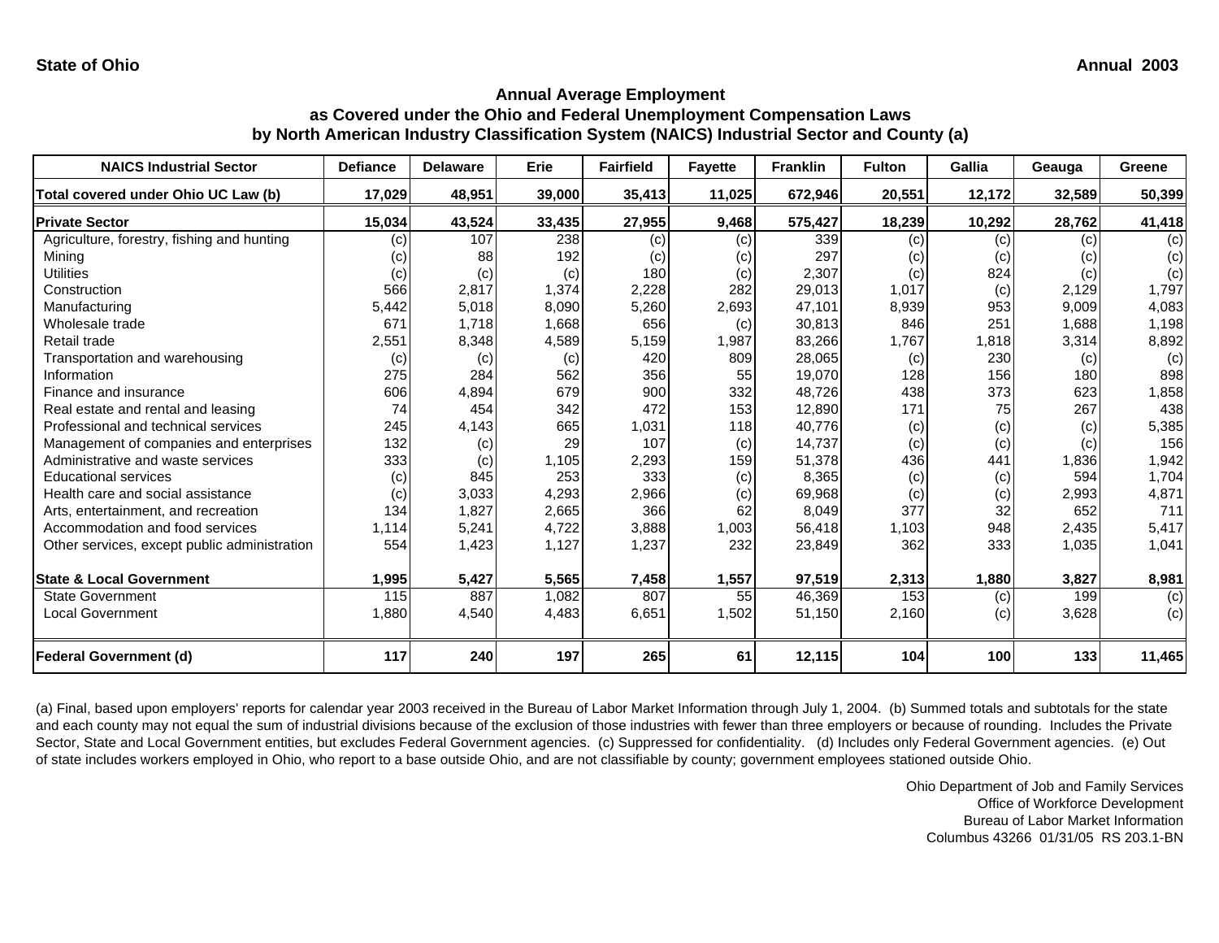**State of Ohio** **Annual 2003**

### Annual Average Employment
### as Covered under the Ohio and Federal Unemployment Compensation Laws
### by North American Industry Classification System (NAICS) Industrial Sector and County (a)

| NAICS Industrial Sector | Defiance | Delaware | Erie | Fairfield | Fayette | Franklin | Fulton | Gallia | Geauga | Greene |
|---|---|---|---|---|---|---|---|---|---|---|
| **Total covered under Ohio UC Law (b)** | **17,029** | **48,951** | **39,000** | **35,413** | **11,025** | **672,946** | **20,551** | **12,172** | **32,589** | **50,399** |
| **Private Sector** | **15,034** | **43,524** | **33,435** | **27,955** | **9,468** | **575,427** | **18,239** | **10,292** | **28,762** | **41,418** |
| Agriculture, forestry, fishing and hunting | (c) | 107 | 238 | (c) | (c) | 339 | (c) | (c) | (c) | (c) |
| Mining | (c) | 88 | 192 | (c) | (c) | 297 | (c) | (c) | (c) | (c) |
| Utilities | (c) | (c) | (c) | 180 | (c) | 2,307 | (c) | 824 | (c) | (c) |
| Construction | 566 | 2,817 | 1,374 | 2,228 | 282 | 29,013 | 1,017 | (c) | 2,129 | 1,797 |
| Manufacturing | 5,442 | 5,018 | 8,090 | 5,260 | 2,693 | 47,101 | 8,939 | 953 | 9,009 | 4,083 |
| Wholesale trade | 671 | 1,718 | 1,668 | 656 | (c) | 30,813 | 846 | 251 | 1,688 | 1,198 |
| Retail trade | 2,551 | 8,348 | 4,589 | 5,159 | 1,987 | 83,266 | 1,767 | 1,818 | 3,314 | 8,892 |
| Transportation and warehousing | (c) | (c) | (c) | 420 | 809 | 28,065 | (c) | 230 | (c) | (c) |
| Information | 275 | 284 | 562 | 356 | 55 | 19,070 | 128 | 156 | 180 | 898 |
| Finance and insurance | 606 | 4,894 | 679 | 900 | 332 | 48,726 | 438 | 373 | 623 | 1,858 |
| Real estate and rental and leasing | 74 | 454 | 342 | 472 | 153 | 12,890 | 171 | 75 | 267 | 438 |
| Professional and technical services | 245 | 4,143 | 665 | 1,031 | 118 | 40,776 | (c) | (c) | (c) | 5,385 |
| Management of companies and enterprises | 132 | (c) | 29 | 107 | (c) | 14,737 | (c) | (c) | (c) | 156 |
| Administrative and waste services | 333 | (c) | 1,105 | 2,293 | 159 | 51,378 | 436 | 441 | 1,836 | 1,942 |
| Educational services | (c) | 845 | 253 | 333 | (c) | 8,365 | (c) | (c) | 594 | 1,704 |
| Health care and social assistance | (c) | 3,033 | 4,293 | 2,966 | (c) | 69,968 | (c) | (c) | 2,993 | 4,871 |
| Arts, entertainment, and recreation | 134 | 1,827 | 2,665 | 366 | 62 | 8,049 | 377 | 32 | 652 | 711 |
| Accommodation and food services | 1,114 | 5,241 | 4,722 | 3,888 | 1,003 | 56,418 | 1,103 | 948 | 2,435 | 5,417 |
| Other services, except public administration | 554 | 1,423 | 1,127 | 1,237 | 232 | 23,849 | 362 | 333 | 1,035 | 1,041 |
| **State & Local Government** | **1,995** | **5,427** | **5,565** | **7,458** | **1,557** | **97,519** | **2,313** | **1,880** | **3,827** | **8,981** |
| State Government | 115 | 887 | 1,082 | 807 | 55 | 46,369 | 153 | (c) | 199 | (c) |
| Local Government | 1,880 | 4,540 | 4,483 | 6,651 | 1,502 | 51,150 | 2,160 | (c) | 3,628 | (c) |
| **Federal Government (d)** | **117** | **240** | **197** | **265** | **61** | **12,115** | **104** | **100** | **133** | **11,465** |

(a) Final, based upon employers' reports for calendar year 2003 received in the Bureau of Labor Market Information through July 1, 2004. (b) Summed totals and subtotals for the state and each county may not equal the sum of industrial divisions because of the exclusion of those industries with fewer than three employers or because of rounding. Includes the Private Sector, State and Local Government entities, but excludes Federal Government agencies. (c) Suppressed for confidentiality. (d) Includes only Federal Government agencies. (e) Out of state includes workers employed in Ohio, who report to a base outside Ohio, and are not classifiable by county; government employees stationed outside Ohio.

Ohio Department of Job and Family Services
Office of Workforce Development
Bureau of Labor Market Information
Columbus 43266 01/31/05 RS 203.1-BN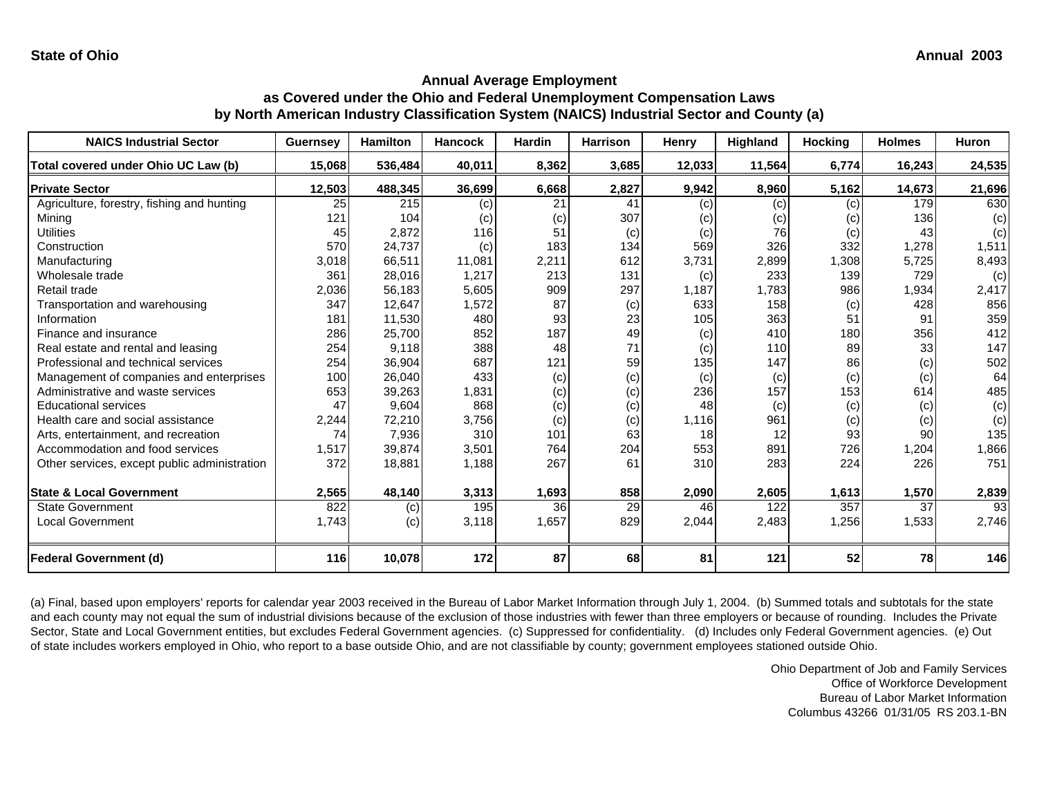**State of Ohio** **Annual 2003**

### Annual Average Employment as Covered under the Ohio and Federal Unemployment Compensation Laws by North American Industry Classification System (NAICS) Industrial Sector and County (a)

| NAICS Industrial Sector | Guernsey | Hamilton | Hancock | Hardin | Harrison | Henry | Highland | Hocking | Holmes | Huron |
|---|---|---|---|---|---|---|---|---|---|---|
| **Total covered under Ohio UC Law (b)** | **15,068** | **536,484** | **40,011** | **8,362** | **3,685** | **12,033** | **11,564** | **6,774** | **16,243** | **24,535** |
| **Private Sector** | **12,503** | **488,345** | **36,699** | **6,668** | **2,827** | **9,942** | **8,960** | **5,162** | **14,673** | **21,696** |
| Agriculture, forestry, fishing and hunting | 25 | 215 | (c) | 21 | 41 | (c) | (c) | (c) | 179 | 630 |
| Mining | 121 | 104 | (c) | (c) | 307 | (c) | (c) | (c) | 136 | (c) |
| Utilities | 45 | 2,872 | 116 | 51 | (c) | (c) | 76 | (c) | 43 | (c) |
| Construction | 570 | 24,737 | (c) | 183 | 134 | 569 | 326 | 332 | 1,278 | 1,511 |
| Manufacturing | 3,018 | 66,511 | 11,081 | 2,211 | 612 | 3,731 | 2,899 | 1,308 | 5,725 | 8,493 |
| Wholesale trade | 361 | 28,016 | 1,217 | 213 | 131 | (c) | 233 | 139 | 729 | (c) |
| Retail trade | 2,036 | 56,183 | 5,605 | 909 | 297 | 1,187 | 1,783 | 986 | 1,934 | 2,417 |
| Transportation and warehousing | 347 | 12,647 | 1,572 | 87 | (c) | 633 | 158 | (c) | 428 | 856 |
| Information | 181 | 11,530 | 480 | 93 | 23 | 105 | 363 | 51 | 91 | 359 |
| Finance and insurance | 286 | 25,700 | 852 | 187 | 49 | (c) | 410 | 180 | 356 | 412 |
| Real estate and rental and leasing | 254 | 9,118 | 388 | 48 | 71 | (c) | 110 | 89 | 33 | 147 |
| Professional and technical services | 254 | 36,904 | 687 | 121 | 59 | 135 | 147 | 86 | (c) | 502 |
| Management of companies and enterprises | 100 | 26,040 | 433 | (c) | (c) | (c) | (c) | (c) | (c) | 64 |
| Administrative and waste services | 653 | 39,263 | 1,831 | (c) | (c) | 236 | 157 | 153 | 614 | 485 |
| Educational services | 47 | 9,604 | 868 | (c) | (c) | 48 | (c) | (c) | (c) | (c) |
| Health care and social assistance | 2,244 | 72,210 | 3,756 | (c) | (c) | 1,116 | 961 | (c) | (c) | (c) |
| Arts, entertainment, and recreation | 74 | 7,936 | 310 | 101 | 63 | 18 | 12 | 93 | 90 | 135 |
| Accommodation and food services | 1,517 | 39,874 | 3,501 | 764 | 204 | 553 | 891 | 726 | 1,204 | 1,866 |
| Other services, except public administration | 372 | 18,881 | 1,188 | 267 | 61 | 310 | 283 | 224 | 226 | 751 |
| **State & Local Government** | **2,565** | **48,140** | **3,313** | **1,693** | **858** | **2,090** | **2,605** | **1,613** | **1,570** | **2,839** |
| State Government | 822 | (c) | 195 | 36 | 29 | 46 | 122 | 357 | 37 | 93 |
| Local Government | 1,743 | (c) | 3,118 | 1,657 | 829 | 2,044 | 2,483 | 1,256 | 1,533 | 2,746 |
| **Federal Government (d)** | **116** | **10,078** | **172** | **87** | **68** | **81** | **121** | **52** | **78** | **146** |

(a) Final, based upon employers' reports for calendar year 2003 received in the Bureau of Labor Market Information through July 1, 2004. (b) Summed totals and subtotals for the state and each county may not equal the sum of industrial divisions because of the exclusion of those industries with fewer than three employers or because of rounding. Includes the Private Sector, State and Local Government entities, but excludes Federal Government agencies. (c) Suppressed for confidentiality. (d) Includes only Federal Government agencies. (e) Out of state includes workers employed in Ohio, who report to a base outside Ohio, and are not classifiable by county; government employees stationed outside Ohio.

Ohio Department of Job and Family Services
Office of Workforce Development
Bureau of Labor Market Information
Columbus 43266 01/31/05 RS 203.1-BN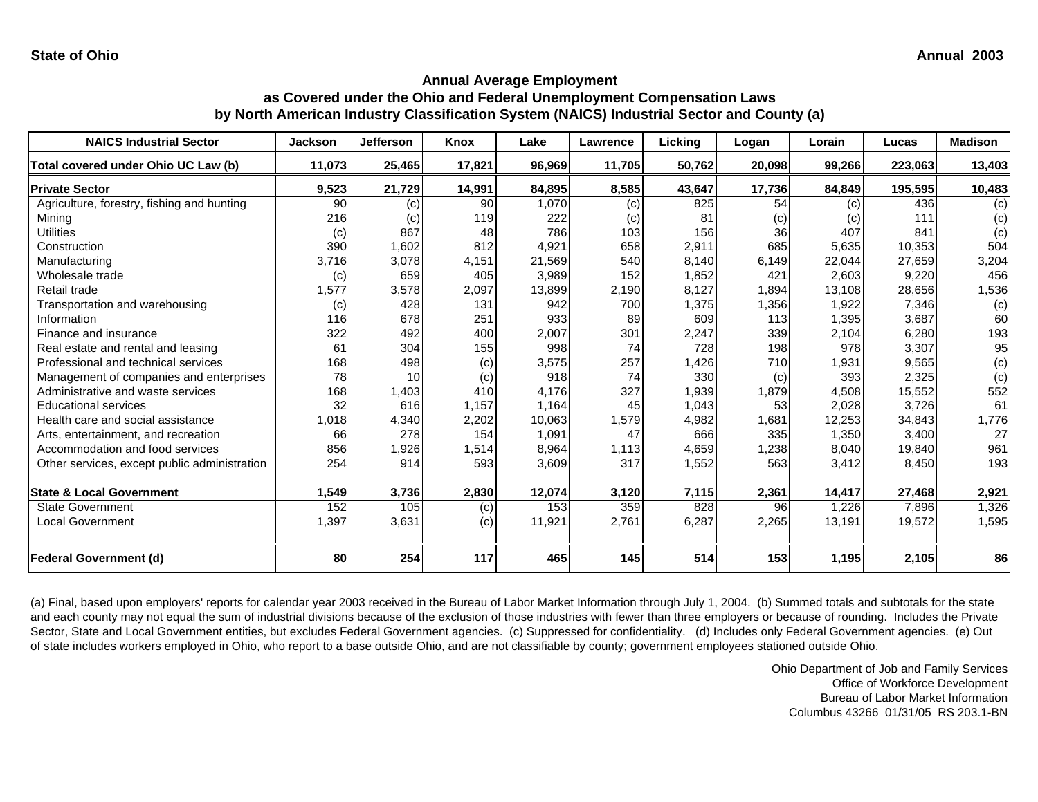**State of Ohio** **Annual 2003**

## Annual Average Employment
## as Covered under the Ohio and Federal Unemployment Compensation Laws
## by North American Industry Classification System (NAICS) Industrial Sector and County (a)

| NAICS Industrial Sector | Jackson | Jefferson | Knox | Lake | Lawrence | Licking | Logan | Lorain | Lucas | Madison |
|---|---|---|---|---|---|---|---|---|---|---|
| **Total covered under Ohio UC Law (b)** | **11,073** | **25,465** | **17,821** | **96,969** | **11,705** | **50,762** | **20,098** | **99,266** | **223,063** | **13,403** |
| **Private Sector** | **9,523** | **21,729** | **14,991** | **84,895** | **8,585** | **43,647** | **17,736** | **84,849** | **195,595** | **10,483** |
| Agriculture, forestry, fishing and hunting | 90 | (c) | 90 | 1,070 | (c) | 825 | 54 | (c) | 436 | (c) |
| Mining | 216 | (c) | 119 | 222 | (c) | 81 | (c) | (c) | 111 | (c) |
| Utilities | (c) | 867 | 48 | 786 | 103 | 156 | 36 | 407 | 841 | (c) |
| Construction | 390 | 1,602 | 812 | 4,921 | 658 | 2,911 | 685 | 5,635 | 10,353 | 504 |
| Manufacturing | 3,716 | 3,078 | 4,151 | 21,569 | 540 | 8,140 | 6,149 | 22,044 | 27,659 | 3,204 |
| Wholesale trade | (c) | 659 | 405 | 3,989 | 152 | 1,852 | 421 | 2,603 | 9,220 | 456 |
| Retail trade | 1,577 | 3,578 | 2,097 | 13,899 | 2,190 | 8,127 | 1,894 | 13,108 | 28,656 | 1,536 |
| Transportation and warehousing | (c) | 428 | 131 | 942 | 700 | 1,375 | 1,356 | 1,922 | 7,346 | (c) |
| Information | 116 | 678 | 251 | 933 | 89 | 609 | 113 | 1,395 | 3,687 | 60 |
| Finance and insurance | 322 | 492 | 400 | 2,007 | 301 | 2,247 | 339 | 2,104 | 6,280 | 193 |
| Real estate and rental and leasing | 61 | 304 | 155 | 998 | 74 | 728 | 198 | 978 | 3,307 | 95 |
| Professional and technical services | 168 | 498 | (c) | 3,575 | 257 | 1,426 | 710 | 1,931 | 9,565 | (c) |
| Management of companies and enterprises | 78 | 10 | (c) | 918 | 74 | 330 | (c) | 393 | 2,325 | (c) |
| Administrative and waste services | 168 | 1,403 | 410 | 4,176 | 327 | 1,939 | 1,879 | 4,508 | 15,552 | 552 |
| Educational services | 32 | 616 | 1,157 | 1,164 | 45 | 1,043 | 53 | 2,028 | 3,726 | 61 |
| Health care and social assistance | 1,018 | 4,340 | 2,202 | 10,063 | 1,579 | 4,982 | 1,681 | 12,253 | 34,843 | 1,776 |
| Arts, entertainment, and recreation | 66 | 278 | 154 | 1,091 | 47 | 666 | 335 | 1,350 | 3,400 | 27 |
| Accommodation and food services | 856 | 1,926 | 1,514 | 8,964 | 1,113 | 4,659 | 1,238 | 8,040 | 19,840 | 961 |
| Other services, except public administration | 254 | 914 | 593 | 3,609 | 317 | 1,552 | 563 | 3,412 | 8,450 | 193 |
| **State & Local Government** | **1,549** | **3,736** | **2,830** | **12,074** | **3,120** | **7,115** | **2,361** | **14,417** | **27,468** | **2,921** |
| State Government | 152 | 105 | (c) | 153 | 359 | 828 | 96 | 1,226 | 7,896 | 1,326 |
| Local Government | 1,397 | 3,631 | (c) | 11,921 | 2,761 | 6,287 | 2,265 | 13,191 | 19,572 | 1,595 |
| **Federal Government (d)** | **80** | **254** | **117** | **465** | **145** | **514** | **153** | **1,195** | **2,105** | **86** |

(a) Final, based upon employers' reports for calendar year 2003 received in the Bureau of Labor Market Information through July 1, 2004. (b) Summed totals and subtotals for the state and each county may not equal the sum of industrial divisions because of the exclusion of those industries with fewer than three employers or because of rounding. Includes the Private Sector, State and Local Government entities, but excludes Federal Government agencies. (c) Suppressed for confidentiality. (d) Includes only Federal Government agencies. (e) Out of state includes workers employed in Ohio, who report to a base outside Ohio, and are not classifiable by county; government employees stationed outside Ohio.

Ohio Department of Job and Family Services
Office of Workforce Development
Bureau of Labor Market Information
Columbus 43266 01/31/05 RS 203.1-BN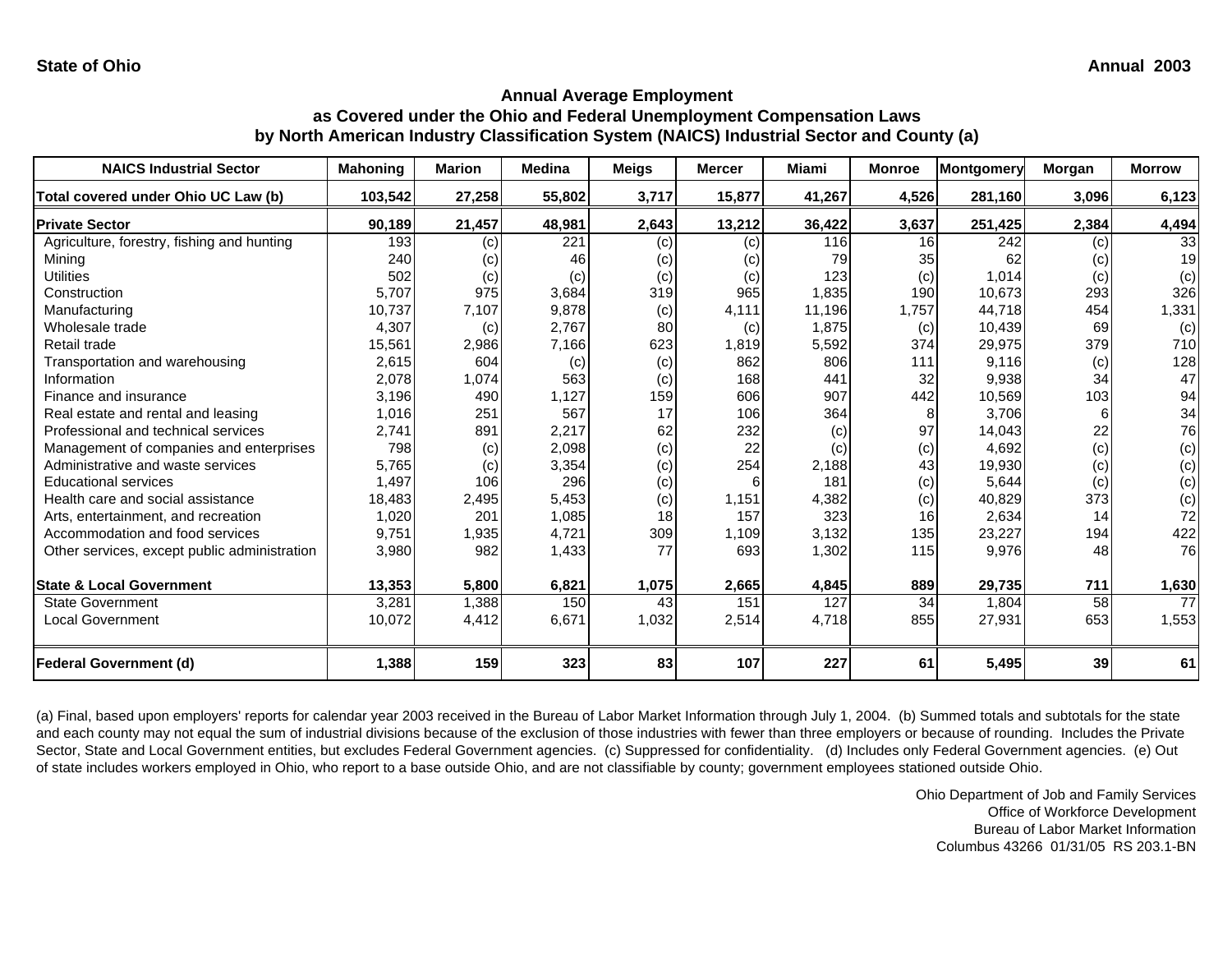**State of Ohio** **Annual 2003**

## Annual Average Employment as Covered under the Ohio and Federal Unemployment Compensation Laws by North American Industry Classification System (NAICS) Industrial Sector and County (a)

| NAICS Industrial Sector | Mahoning | Marion | Medina | Meigs | Mercer | Miami | Monroe | Montgomery | Morgan | Morrow |
|---|---|---|---|---|---|---|---|---|---|---|
| **Total covered under Ohio UC Law (b)** | **103,542** | **27,258** | **55,802** | **3,717** | **15,877** | **41,267** | **4,526** | **281,160** | **3,096** | **6,123** |
| **Private Sector** | **90,189** | **21,457** | **48,981** | **2,643** | **13,212** | **36,422** | **3,637** | **251,425** | **2,384** | **4,494** |
| Agriculture, forestry, fishing and hunting | 193 | (c) | 221 | (c) | (c) | 116 | 16 | 242 | (c) | 33 |
| Mining | 240 | (c) | 46 | (c) | (c) | 79 | 35 | 62 | (c) | 19 |
| Utilities | 502 | (c) | (c) | (c) | (c) | 123 | (c) | 1,014 | (c) | (c) |
| Construction | 5,707 | 975 | 3,684 | 319 | 965 | 1,835 | 190 | 10,673 | 293 | 326 |
| Manufacturing | 10,737 | 7,107 | 9,878 | (c) | 4,111 | 11,196 | 1,757 | 44,718 | 454 | 1,331 |
| Wholesale trade | 4,307 | (c) | 2,767 | 80 | (c) | 1,875 | (c) | 10,439 | 69 | (c) |
| Retail trade | 15,561 | 2,986 | 7,166 | 623 | 1,819 | 5,592 | 374 | 29,975 | 379 | 710 |
| Transportation and warehousing | 2,615 | 604 | (c) | (c) | 862 | 806 | 111 | 9,116 | (c) | 128 |
| Information | 2,078 | 1,074 | 563 | (c) | 168 | 441 | 32 | 9,938 | 34 | 47 |
| Finance and insurance | 3,196 | 490 | 1,127 | 159 | 606 | 907 | 442 | 10,569 | 103 | 94 |
| Real estate and rental and leasing | 1,016 | 251 | 567 | 17 | 106 | 364 | 8 | 3,706 | 6 | 34 |
| Professional and technical services | 2,741 | 891 | 2,217 | 62 | 232 | (c) | 97 | 14,043 | 22 | 76 |
| Management of companies and enterprises | 798 | (c) | 2,098 | (c) | 22 | (c) | (c) | 4,692 | (c) | (c) |
| Administrative and waste services | 5,765 | (c) | 3,354 | (c) | 254 | 2,188 | 43 | 19,930 | (c) | (c) |
| Educational services | 1,497 | 106 | 296 | (c) | 6 | 181 | (c) | 5,644 | (c) | (c) |
| Health care and social assistance | 18,483 | 2,495 | 5,453 | (c) | 1,151 | 4,382 | (c) | 40,829 | 373 | (c) |
| Arts, entertainment, and recreation | 1,020 | 201 | 1,085 | 18 | 157 | 323 | 16 | 2,634 | 14 | 72 |
| Accommodation and food services | 9,751 | 1,935 | 4,721 | 309 | 1,109 | 3,132 | 135 | 23,227 | 194 | 422 |
| Other services, except public administration | 3,980 | 982 | 1,433 | 77 | 693 | 1,302 | 115 | 9,976 | 48 | 76 |
| **State & Local Government** | **13,353** | **5,800** | **6,821** | **1,075** | **2,665** | **4,845** | **889** | **29,735** | **711** | **1,630** |
| State Government | 3,281 | 1,388 | 150 | 43 | 151 | 127 | 34 | 1,804 | 58 | 77 |
| Local Government | 10,072 | 4,412 | 6,671 | 1,032 | 2,514 | 4,718 | 855 | 27,931 | 653 | 1,553 |
| **Federal Government (d)** | **1,388** | **159** | **323** | **83** | **107** | **227** | **61** | **5,495** | **39** | **61** |

(a) Final, based upon employers' reports for calendar year 2003 received in the Bureau of Labor Market Information through July 1, 2004. (b) Summed totals and subtotals for the state and each county may not equal the sum of industrial divisions because of the exclusion of those industries with fewer than three employers or because of rounding. Includes the Private Sector, State and Local Government entities, but excludes Federal Government agencies. (c) Suppressed for confidentiality. (d) Includes only Federal Government agencies. (e) Out of state includes workers employed in Ohio, who report to a base outside Ohio, and are not classifiable by county; government employees stationed outside Ohio.

Ohio Department of Job and Family Services
Office of Workforce Development
Bureau of Labor Market Information
Columbus 43266 01/31/05 RS 203.1-BN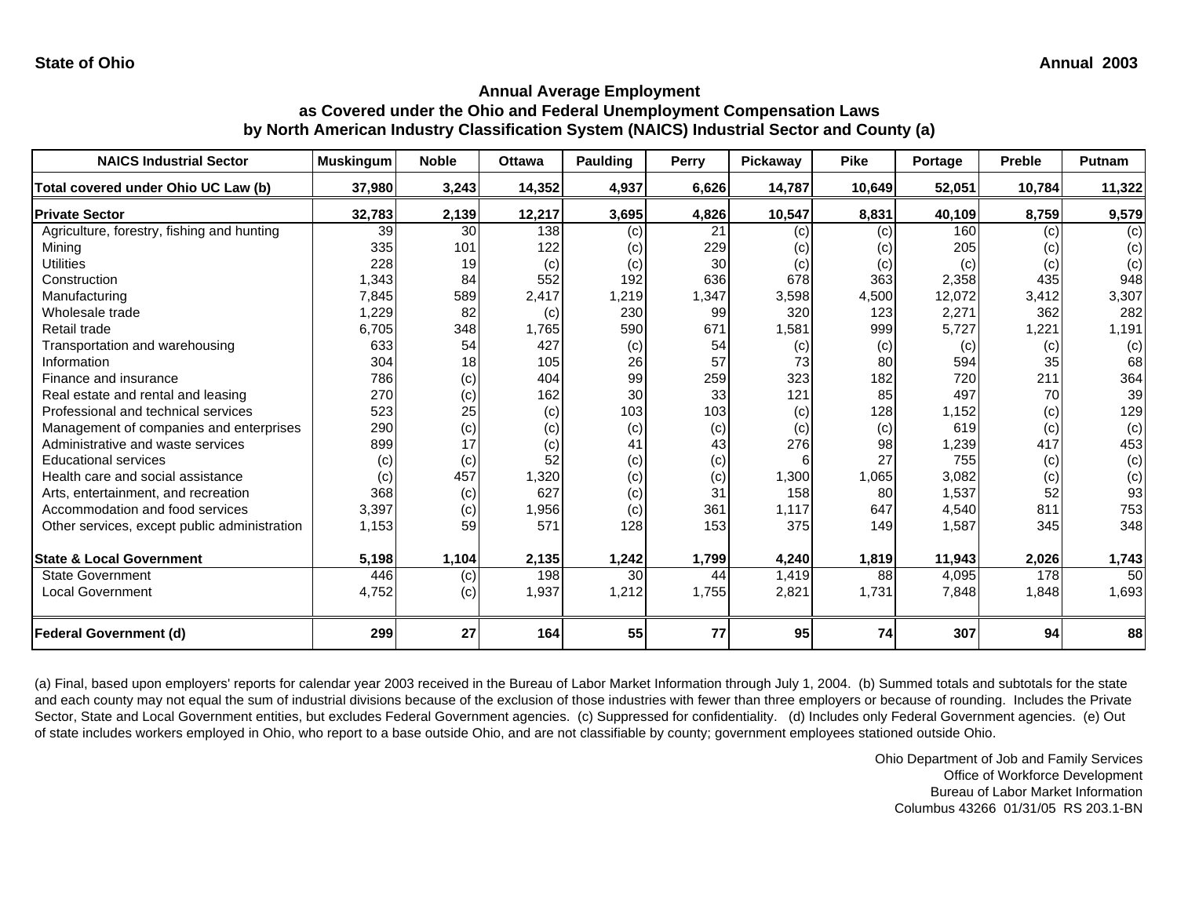State of Ohio

Annual 2003

## Annual Average Employment
## as Covered under the Ohio and Federal Unemployment Compensation Laws
## by North American Industry Classification System (NAICS) Industrial Sector and County (a)

| NAICS Industrial Sector | Muskingum | Noble | Ottawa | Paulding | Perry | Pickaway | Pike | Portage | Preble | Putnam |
|---|---|---|---|---|---|---|---|---|---|---|
| **Total covered under Ohio UC Law (b)** | **37,980** | **3,243** | **14,352** | **4,937** | **6,626** | **14,787** | **10,649** | **52,051** | **10,784** | **11,322** |
| **Private Sector** | **32,783** | **2,139** | **12,217** | **3,695** | **4,826** | **10,547** | **8,831** | **40,109** | **8,759** | **9,579** |
| Agriculture, forestry, fishing and hunting | 39 | 30 | 138 | (c) | 21 | (c) | (c) | 160 | (c) | (c) |
| Mining | 335 | 101 | 122 | (c) | 229 | (c) | (c) | 205 | (c) | (c) |
| Utilities | 228 | 19 | (c) | (c) | 30 | (c) | (c) | (c) | (c) | (c) |
| Construction | 1,343 | 84 | 552 | 192 | 636 | 678 | 363 | 2,358 | 435 | 948 |
| Manufacturing | 7,845 | 589 | 2,417 | 1,219 | 1,347 | 3,598 | 4,500 | 12,072 | 3,412 | 3,307 |
| Wholesale trade | 1,229 | 82 | (c) | 230 | 99 | 320 | 123 | 2,271 | 362 | 282 |
| Retail trade | 6,705 | 348 | 1,765 | 590 | 671 | 1,581 | 999 | 5,727 | 1,221 | 1,191 |
| Transportation and warehousing | 633 | 54 | 427 | (c) | 54 | (c) | (c) | (c) | (c) | (c) |
| Information | 304 | 18 | 105 | 26 | 57 | 73 | 80 | 594 | 35 | 68 |
| Finance and insurance | 786 | (c) | 404 | 99 | 259 | 323 | 182 | 720 | 211 | 364 |
| Real estate and rental and leasing | 270 | (c) | 162 | 30 | 33 | 121 | 85 | 497 | 70 | 39 |
| Professional and technical services | 523 | 25 | (c) | 103 | 103 | (c) | 128 | 1,152 | (c) | 129 |
| Management of companies and enterprises | 290 | (c) | (c) | (c) | (c) | (c) | (c) | 619 | (c) | (c) |
| Administrative and waste services | 899 | 17 | (c) | 41 | 43 | 276 | 98 | 1,239 | 417 | 453 |
| Educational services | (c) | (c) | 52 | (c) | (c) | 6 | 27 | 755 | (c) | (c) |
| Health care and social assistance | (c) | 457 | 1,320 | (c) | (c) | 1,300 | 1,065 | 3,082 | (c) | (c) |
| Arts, entertainment, and recreation | 368 | (c) | 627 | (c) | 31 | 158 | 80 | 1,537 | 52 | 93 |
| Accommodation and food services | 3,397 | (c) | 1,956 | (c) | 361 | 1,117 | 647 | 4,540 | 811 | 753 |
| Other services, except public administration | 1,153 | 59 | 571 | 128 | 153 | 375 | 149 | 1,587 | 345 | 348 |
| **State & Local Government** | **5,198** | **1,104** | **2,135** | **1,242** | **1,799** | **4,240** | **1,819** | **11,943** | **2,026** | **1,743** |
| State Government | 446 | (c) | 198 | 30 | 44 | 1,419 | 88 | 4,095 | 178 | 50 |
| Local Government | 4,752 | (c) | 1,937 | 1,212 | 1,755 | 2,821 | 1,731 | 7,848 | 1,848 | 1,693 |
| **Federal Government (d)** | **299** | **27** | **164** | **55** | **77** | **95** | **74** | **307** | **94** | **88** |

(a) Final, based upon employers' reports for calendar year 2003 received in the Bureau of Labor Market Information through July 1, 2004. (b) Summed totals and subtotals for the state and each county may not equal the sum of industrial divisions because of the exclusion of those industries with fewer than three employers or because of rounding. Includes the Private Sector, State and Local Government entities, but excludes Federal Government agencies. (c) Suppressed for confidentiality. (d) Includes only Federal Government agencies. (e) Out of state includes workers employed in Ohio, who report to a base outside Ohio, and are not classifiable by county; government employees stationed outside Ohio.

Ohio Department of Job and Family Services
Office of Workforce Development
Bureau of Labor Market Information
Columbus 43266 01/31/05 RS 203.1-BN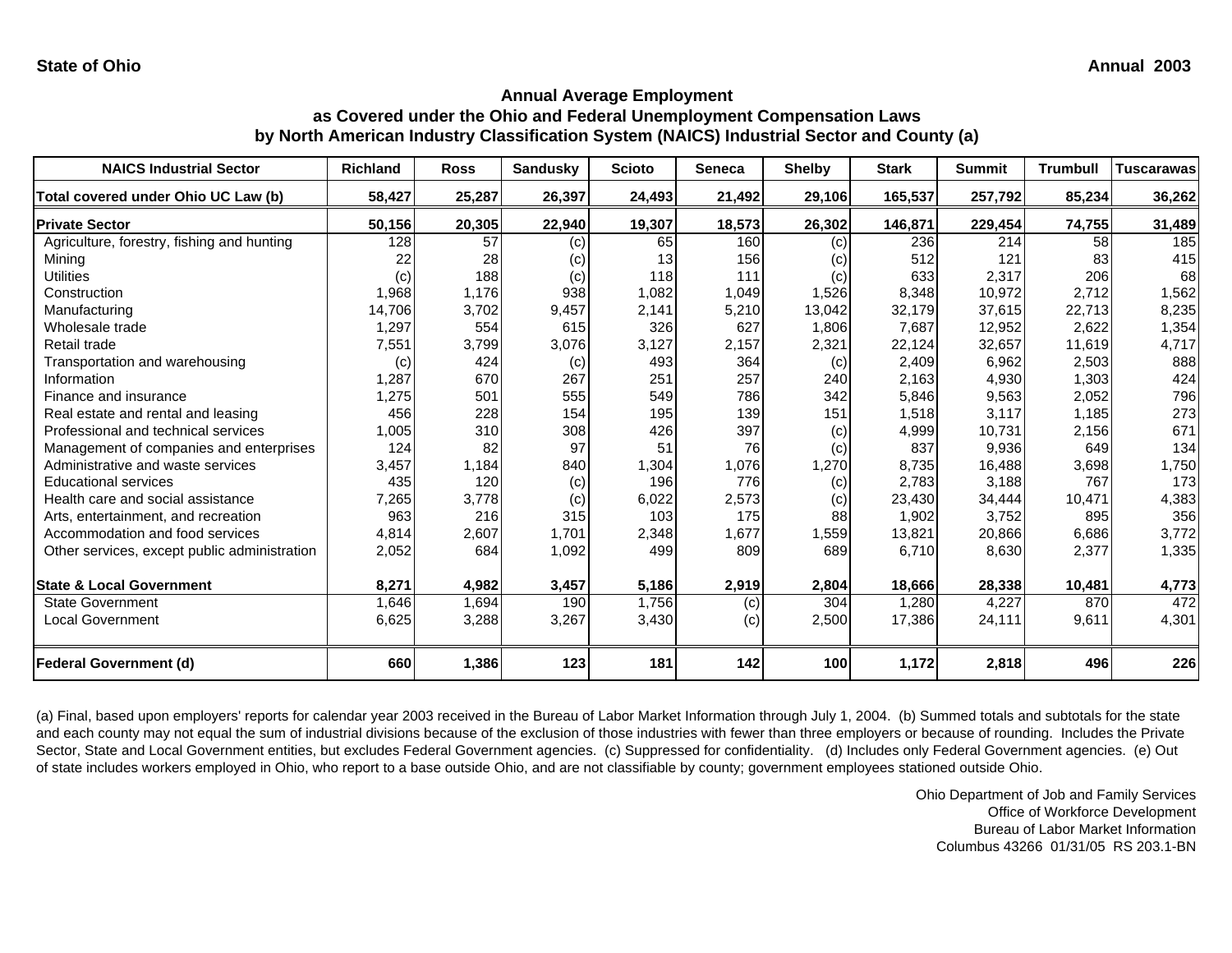State of Ohio Annual 2003

## Annual Average Employment
## as Covered under the Ohio and Federal Unemployment Compensation Laws
## by North American Industry Classification System (NAICS) Industrial Sector and County (a)

| NAICS Industrial Sector | Richland | Ross | Sandusky | Scioto | Seneca | Shelby | Stark | Summit | Trumbull | Tuscarawas |
|---|---|---|---|---|---|---|---|---|---|---|
| **Total covered under Ohio UC Law (b)** | **58,427** | **25,287** | **26,397** | **24,493** | **21,492** | **29,106** | **165,537** | **257,792** | **85,234** | **36,262** |
| **Private Sector** | **50,156** | **20,305** | **22,940** | **19,307** | **18,573** | **26,302** | **146,871** | **229,454** | **74,755** | **31,489** |
| Agriculture, forestry, fishing and hunting | 128 | 57 | (c) | 65 | 160 | (c) | 236 | 214 | 58 | 185 |
| Mining | 22 | 28 | (c) | 13 | 156 | (c) | 512 | 121 | 83 | 415 |
| Utilities | (c) | 188 | (c) | 118 | 111 | (c) | 633 | 2,317 | 206 | 68 |
| Construction | 1,968 | 1,176 | 938 | 1,082 | 1,049 | 1,526 | 8,348 | 10,972 | 2,712 | 1,562 |
| Manufacturing | 14,706 | 3,702 | 9,457 | 2,141 | 5,210 | 13,042 | 32,179 | 37,615 | 22,713 | 8,235 |
| Wholesale trade | 1,297 | 554 | 615 | 326 | 627 | 1,806 | 7,687 | 12,952 | 2,622 | 1,354 |
| Retail trade | 7,551 | 3,799 | 3,076 | 3,127 | 2,157 | 2,321 | 22,124 | 32,657 | 11,619 | 4,717 |
| Transportation and warehousing | (c) | 424 | (c) | 493 | 364 | (c) | 2,409 | 6,962 | 2,503 | 888 |
| Information | 1,287 | 670 | 267 | 251 | 257 | 240 | 2,163 | 4,930 | 1,303 | 424 |
| Finance and insurance | 1,275 | 501 | 555 | 549 | 786 | 342 | 5,846 | 9,563 | 2,052 | 796 |
| Real estate and rental and leasing | 456 | 228 | 154 | 195 | 139 | 151 | 1,518 | 3,117 | 1,185 | 273 |
| Professional and technical services | 1,005 | 310 | 308 | 426 | 397 | (c) | 4,999 | 10,731 | 2,156 | 671 |
| Management of companies and enterprises | 124 | 82 | 97 | 51 | 76 | (c) | 837 | 9,936 | 649 | 134 |
| Administrative and waste services | 3,457 | 1,184 | 840 | 1,304 | 1,076 | 1,270 | 8,735 | 16,488 | 3,698 | 1,750 |
| Educational services | 435 | 120 | (c) | 196 | 776 | (c) | 2,783 | 3,188 | 767 | 173 |
| Health care and social assistance | 7,265 | 3,778 | (c) | 6,022 | 2,573 | (c) | 23,430 | 34,444 | 10,471 | 4,383 |
| Arts, entertainment, and recreation | 963 | 216 | 315 | 103 | 175 | 88 | 1,902 | 3,752 | 895 | 356 |
| Accommodation and food services | 4,814 | 2,607 | 1,701 | 2,348 | 1,677 | 1,559 | 13,821 | 20,866 | 6,686 | 3,772 |
| Other services, except public administration | 2,052 | 684 | 1,092 | 499 | 809 | 689 | 6,710 | 8,630 | 2,377 | 1,335 |
| **State & Local Government** | **8,271** | **4,982** | **3,457** | **5,186** | **2,919** | **2,804** | **18,666** | **28,338** | **10,481** | **4,773** |
| State Government | 1,646 | 1,694 | 190 | 1,756 | (c) | 304 | 1,280 | 4,227 | 870 | 472 |
| Local Government | 6,625 | 3,288 | 3,267 | 3,430 | (c) | 2,500 | 17,386 | 24,111 | 9,611 | 4,301 |
| **Federal Government (d)** | **660** | **1,386** | **123** | **181** | **142** | **100** | **1,172** | **2,818** | **496** | **226** |

(a) Final, based upon employers' reports for calendar year 2003 received in the Bureau of Labor Market Information through July 1, 2004. (b) Summed totals and subtotals for the state and each county may not equal the sum of industrial divisions because of the exclusion of those industries with fewer than three employers or because of rounding. Includes the Private Sector, State and Local Government entities, but excludes Federal Government agencies. (c) Suppressed for confidentiality. (d) Includes only Federal Government agencies. (e) Out of state includes workers employed in Ohio, who report to a base outside Ohio, and are not classifiable by county; government employees stationed outside Ohio.

Ohio Department of Job and Family Services
Office of Workforce Development
Bureau of Labor Market Information
Columbus 43266 01/31/05 RS 203.1-BN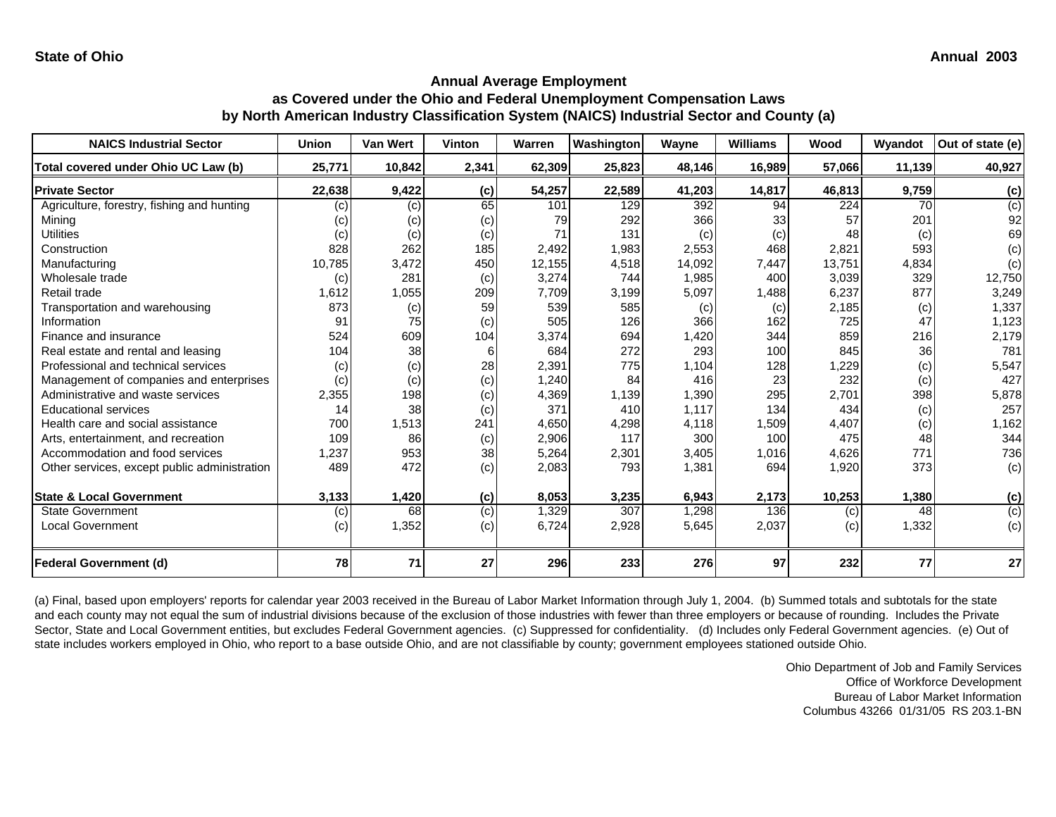State of Ohio

Annual 2003

## Annual Average Employment as Covered under the Ohio and Federal Unemployment Compensation Laws by North American Industry Classification System (NAICS) Industrial Sector and County (a)

| NAICS Industrial Sector | Union | Van Wert | Vinton | Warren | Washington | Wayne | Williams | Wood | Wyandot | Out of state (e) |
|---|---|---|---|---|---|---|---|---|---|---|
| **Total covered under Ohio UC Law (b)** | **25,771** | **10,842** | **2,341** | **62,309** | **25,823** | **48,146** | **16,989** | **57,066** | **11,139** | **40,927** |
| **Private Sector** | **22,638** | **9,422** | **(c)** | **54,257** | **22,589** | **41,203** | **14,817** | **46,813** | **9,759** | **(c)** |
| Agriculture, forestry, fishing and hunting | (c) | (c) | 65 | 101 | 129 | 392 | 94 | 224 | 70 | (c) |
| Mining | (c) | (c) | (c) | 79 | 292 | 366 | 33 | 57 | 201 | 92 |
| Utilities | (c) | (c) | (c) | 71 | 131 | (c) | (c) | 48 | (c) | 69 |
| Construction | 828 | 262 | 185 | 2,492 | 1,983 | 2,553 | 468 | 2,821 | 593 | (c) |
| Manufacturing | 10,785 | 3,472 | 450 | 12,155 | 4,518 | 14,092 | 7,447 | 13,751 | 4,834 | (c) |
| Wholesale trade | (c) | 281 | (c) | 3,274 | 744 | 1,985 | 400 | 3,039 | 329 | 12,750 |
| Retail trade | 1,612 | 1,055 | 209 | 7,709 | 3,199 | 5,097 | 1,488 | 6,237 | 877 | 3,249 |
| Transportation and warehousing | 873 | (c) | 59 | 539 | 585 | (c) | (c) | 2,185 | (c) | 1,337 |
| Information | 91 | 75 | (c) | 505 | 126 | 366 | 162 | 725 | 47 | 1,123 |
| Finance and insurance | 524 | 609 | 104 | 3,374 | 694 | 1,420 | 344 | 859 | 216 | 2,179 |
| Real estate and rental and leasing | 104 | 38 | 6 | 684 | 272 | 293 | 100 | 845 | 36 | 781 |
| Professional and technical services | (c) | (c) | 28 | 2,391 | 775 | 1,104 | 128 | 1,229 | (c) | 5,547 |
| Management of companies and enterprises | (c) | (c) | (c) | 1,240 | 84 | 416 | 23 | 232 | (c) | 427 |
| Administrative and waste services | 2,355 | 198 | (c) | 4,369 | 1,139 | 1,390 | 295 | 2,701 | 398 | 5,878 |
| Educational services | 14 | 38 | (c) | 371 | 410 | 1,117 | 134 | 434 | (c) | 257 |
| Health care and social assistance | 700 | 1,513 | 241 | 4,650 | 4,298 | 4,118 | 1,509 | 4,407 | (c) | 1,162 |
| Arts, entertainment, and recreation | 109 | 86 | (c) | 2,906 | 117 | 300 | 100 | 475 | 48 | 344 |
| Accommodation and food services | 1,237 | 953 | 38 | 5,264 | 2,301 | 3,405 | 1,016 | 4,626 | 771 | 736 |
| Other services, except public administration | 489 | 472 | (c) | 2,083 | 793 | 1,381 | 694 | 1,920 | 373 | (c) |
| **State & Local Government** | **3,133** | **1,420** | **(c)** | **8,053** | **3,235** | **6,943** | **2,173** | **10,253** | **1,380** | **(c)** |
| State Government | (c) | 68 | (c) | 1,329 | 307 | 1,298 | 136 | (c) | 48 | (c) |
| Local Government | (c) | 1,352 | (c) | 6,724 | 2,928 | 5,645 | 2,037 | (c) | 1,332 | (c) |
| **Federal Government (d)** | **78** | **71** | **27** | **296** | **233** | **276** | **97** | **232** | **77** | **27** |

(a) Final, based upon employers' reports for calendar year 2003 received in the Bureau of Labor Market Information through July 1, 2004. (b) Summed totals and subtotals for the state and each county may not equal the sum of industrial divisions because of the exclusion of those industries with fewer than three employers or because of rounding. Includes the Private Sector, State and Local Government entities, but excludes Federal Government agencies. (c) Suppressed for confidentiality. (d) Includes only Federal Government agencies. (e) Out of state includes workers employed in Ohio, who report to a base outside Ohio, and are not classifiable by county; government employees stationed outside Ohio.

Ohio Department of Job and Family Services
Office of Workforce Development
Bureau of Labor Market Information
Columbus 43266 01/31/05 RS 203.1-BN